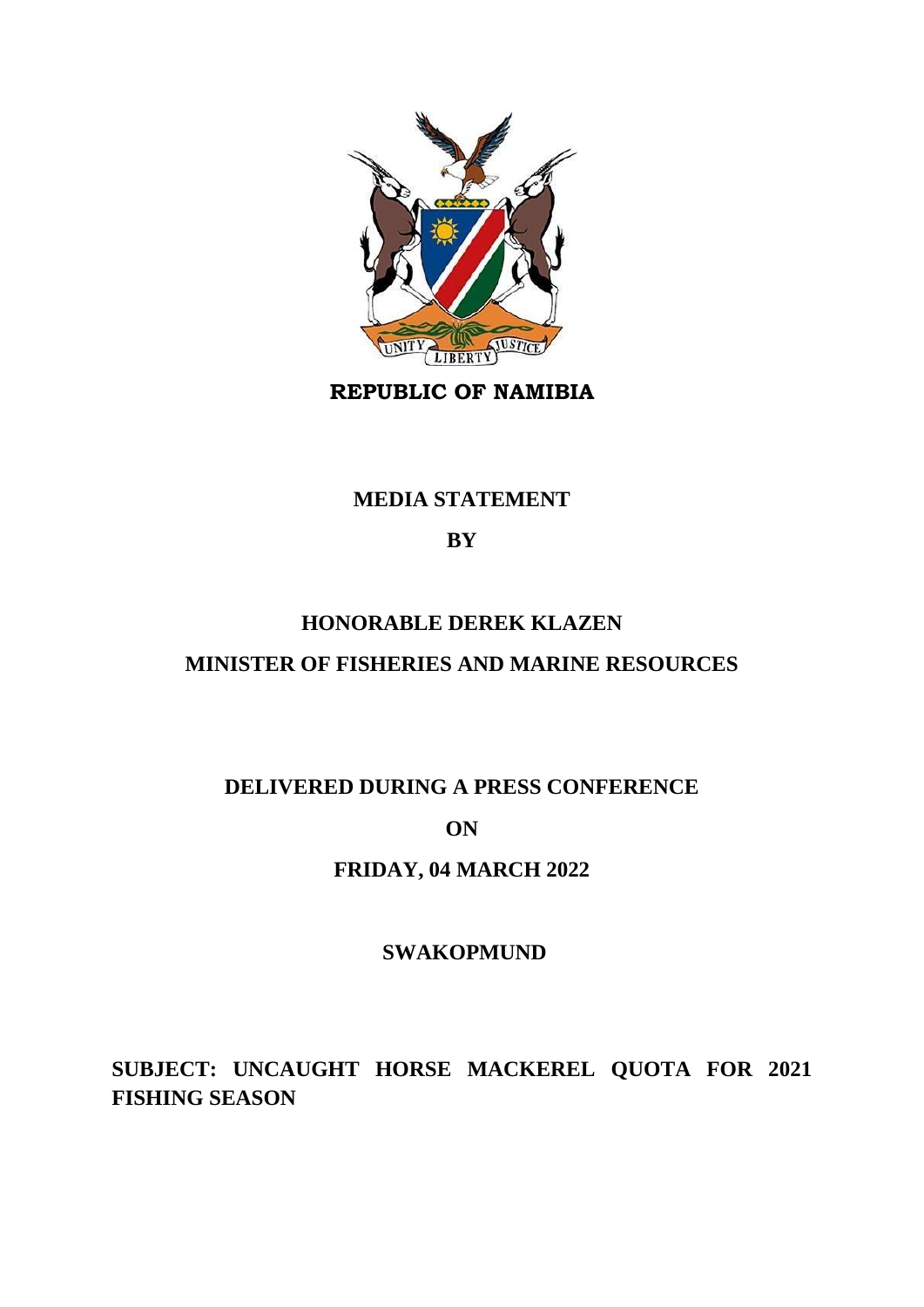**REPUBLIC OF NAMIBIA**

**MEDIA STATEMENT**

**BY**

**HONORABLE DEREK KLAZEN**

**MINISTER OF FISHERIES AND MARINE RESOURCES**

**DELIVERED DURING A PRESS CONFERENCE**

**ON**

**FRIDAY, 04 MARCH 2022**

**SWAKOPMUND**

**SUBJECT: UNCAUGHT HORSE MACKEREL QUOTA FOR 2021 FISHING SEASON**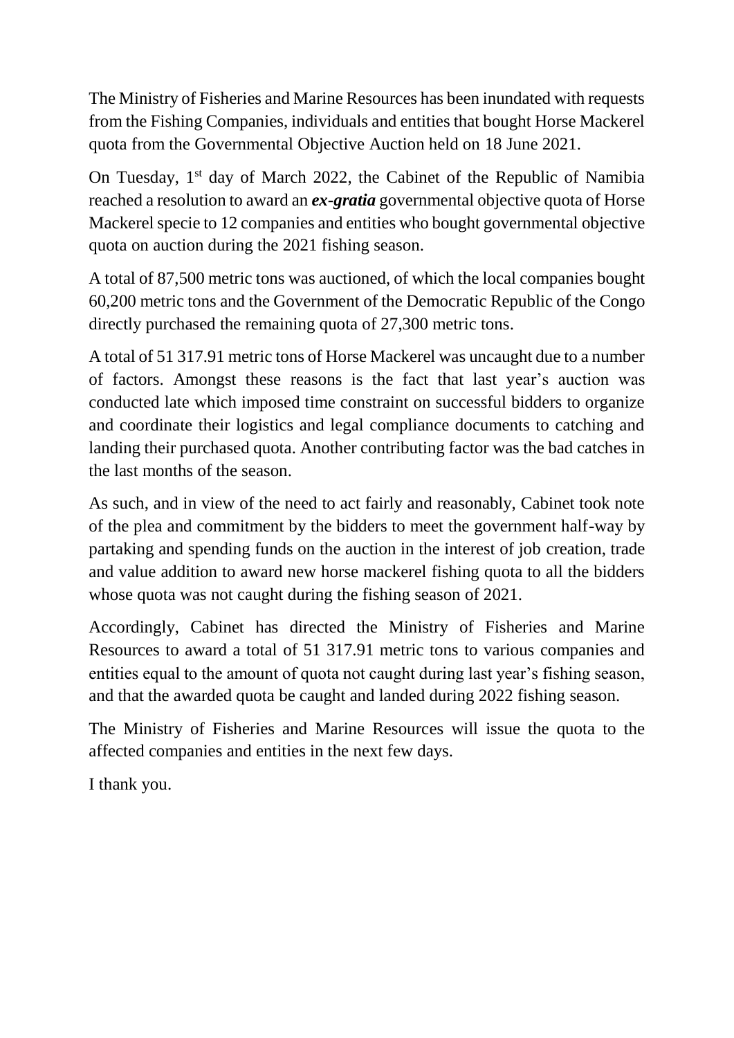The Ministry of Fisheries and Marine Resources has been inundated with requests from the Fishing Companies, individuals and entities that bought Horse Mackerel quota from the Governmental Objective Auction held on 18 June 2021.

On Tuesday, 1st day of March 2022, the Cabinet of the Republic of Namibia reached a resolution to award an ***ex-gratia*** governmental objective quota of Horse Mackerel specie to 12 companies and entities who bought governmental objective quota on auction during the 2021 fishing season.

A total of 87,500 metric tons was auctioned, of which the local companies bought 60,200 metric tons and the Government of the Democratic Republic of the Congo directly purchased the remaining quota of 27,300 metric tons.

A total of 51 317.91 metric tons of Horse Mackerel was uncaught due to a number of factors. Amongst these reasons is the fact that last year's auction was conducted late which imposed time constraint on successful bidders to organize and coordinate their logistics and legal compliance documents to catching and landing their purchased quota. Another contributing factor was the bad catches in the last months of the season.

As such, and in view of the need to act fairly and reasonably, Cabinet took note of the plea and commitment by the bidders to meet the government half-way by partaking and spending funds on the auction in the interest of job creation, trade and value addition to award new horse mackerel fishing quota to all the bidders whose quota was not caught during the fishing season of 2021.

Accordingly, Cabinet has directed the Ministry of Fisheries and Marine Resources to award a total of 51 317.91 metric tons to various companies and entities equal to the amount of quota not caught during last year's fishing season, and that the awarded quota be caught and landed during 2022 fishing season.

The Ministry of Fisheries and Marine Resources will issue the quota to the affected companies and entities in the next few days.

I thank you.